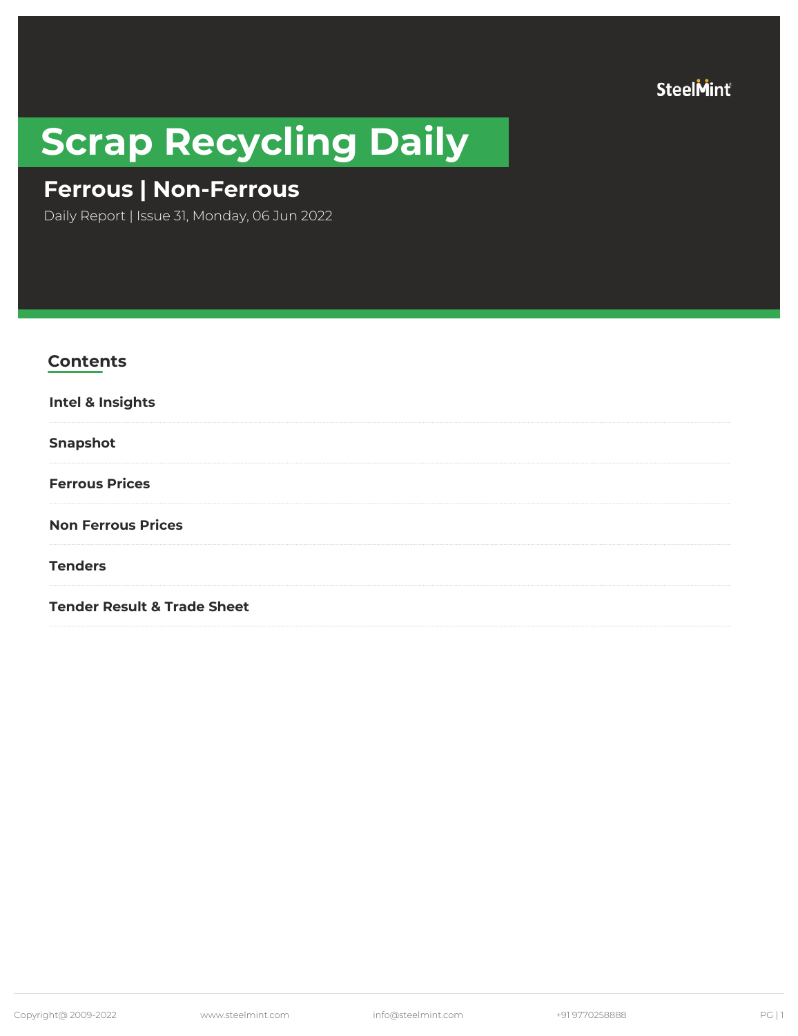SteelMint

# Scrap Recycling Daily

## Ferrous | Non-Ferrous

Daily Report | Issue 31, Monday, 06 Jun 2022

## Contents

**Intel & Insights**

**Snapshot**

**Ferrous Prices**

**Non Ferrous Prices**

**Tenders**

**Tender Result & Trade Sheet**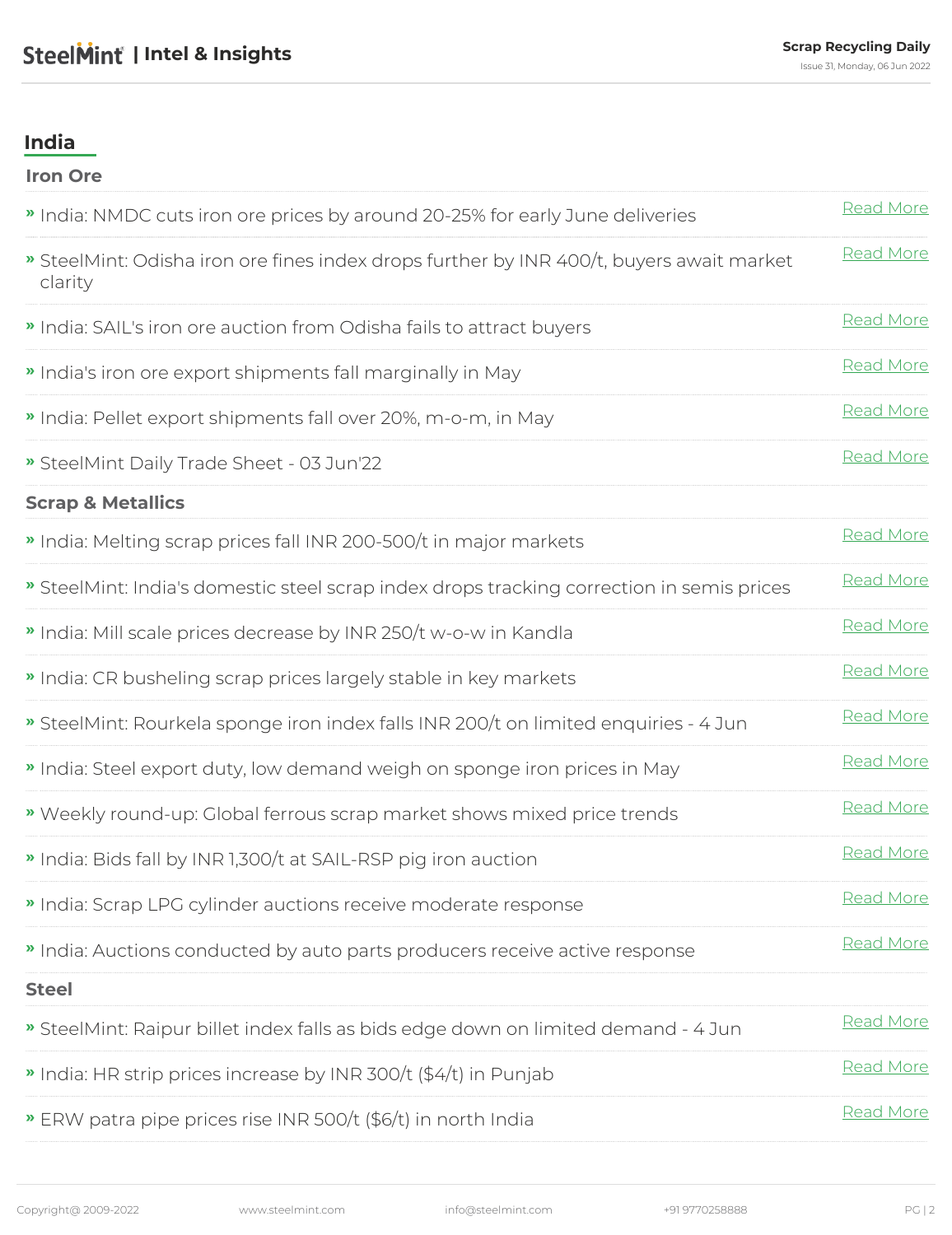## India

### Iron Ore

- India: NMDC cuts iron ore prices by around 20-25% for early June deliveries — Read More
- SteelMint: Odisha iron ore fines index drops further by INR 400/t, buyers await market clarity — Read More
- India: SAIL's iron ore auction from Odisha fails to attract buyers — Read More
- India's iron ore export shipments fall marginally in May — Read More
- India: Pellet export shipments fall over 20%, m-o-m, in May — Read More
- SteelMint Daily Trade Sheet - 03 Jun'22 — Read More

### Scrap & Metallics

- India: Melting scrap prices fall INR 200-500/t in major markets — Read More
- SteelMint: India's domestic steel scrap index drops tracking correction in semis prices — Read More
- India: Mill scale prices decrease by INR 250/t w-o-w in Kandla — Read More
- India: CR busheling scrap prices largely stable in key markets — Read More
- SteelMint: Rourkela sponge iron index falls INR 200/t on limited enquiries - 4 Jun — Read More
- India: Steel export duty, low demand weigh on sponge iron prices in May — Read More
- Weekly round-up: Global ferrous scrap market shows mixed price trends — Read More
- India: Bids fall by INR 1,300/t at SAIL-RSP pig iron auction — Read More
- India: Scrap LPG cylinder auctions receive moderate response — Read More
- India: Auctions conducted by auto parts producers receive active response — Read More

### Steel

- SteelMint: Raipur billet index falls as bids edge down on limited demand - 4 Jun — Read More
- India: HR strip prices increase by INR 300/t ($4/t) in Punjab — Read More
- ERW patra pipe prices rise INR 500/t ($6/t) in north India — Read More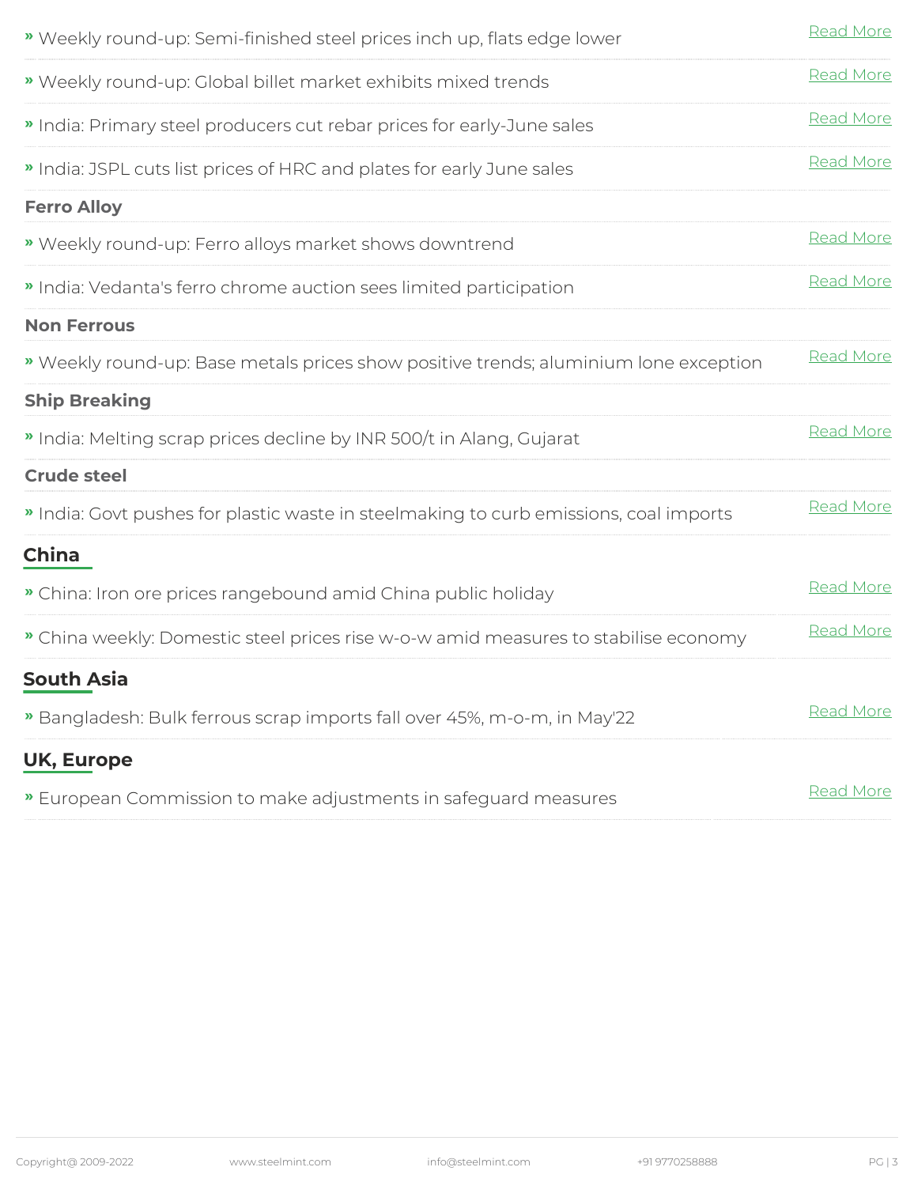» Weekly round-up: Semi-finished steel prices inch up, flats edge lower — Read More

» Weekly round-up: Global billet market exhibits mixed trends — Read More

» India: Primary steel producers cut rebar prices for early-June sales — Read More

» India: JSPL cuts list prices of HRC and plates for early June sales — Read More

### Ferro Alloy

» Weekly round-up: Ferro alloys market shows downtrend — Read More

» India: Vedanta's ferro chrome auction sees limited participation — Read More

### Non Ferrous

» Weekly round-up: Base metals prices show positive trends; aluminium lone exception — Read More

### Ship Breaking

» India: Melting scrap prices decline by INR 500/t in Alang, Gujarat — Read More

### Crude steel

» India: Govt pushes for plastic waste in steelmaking to curb emissions, coal imports — Read More

## China

» China: Iron ore prices rangebound amid China public holiday — Read More

» China weekly: Domestic steel prices rise w-o-w amid measures to stabilise economy — Read More

## South Asia

» Bangladesh: Bulk ferrous scrap imports fall over 45%, m-o-m, in May'22 — Read More

## UK, Europe

» European Commission to make adjustments in safeguard measures — Read More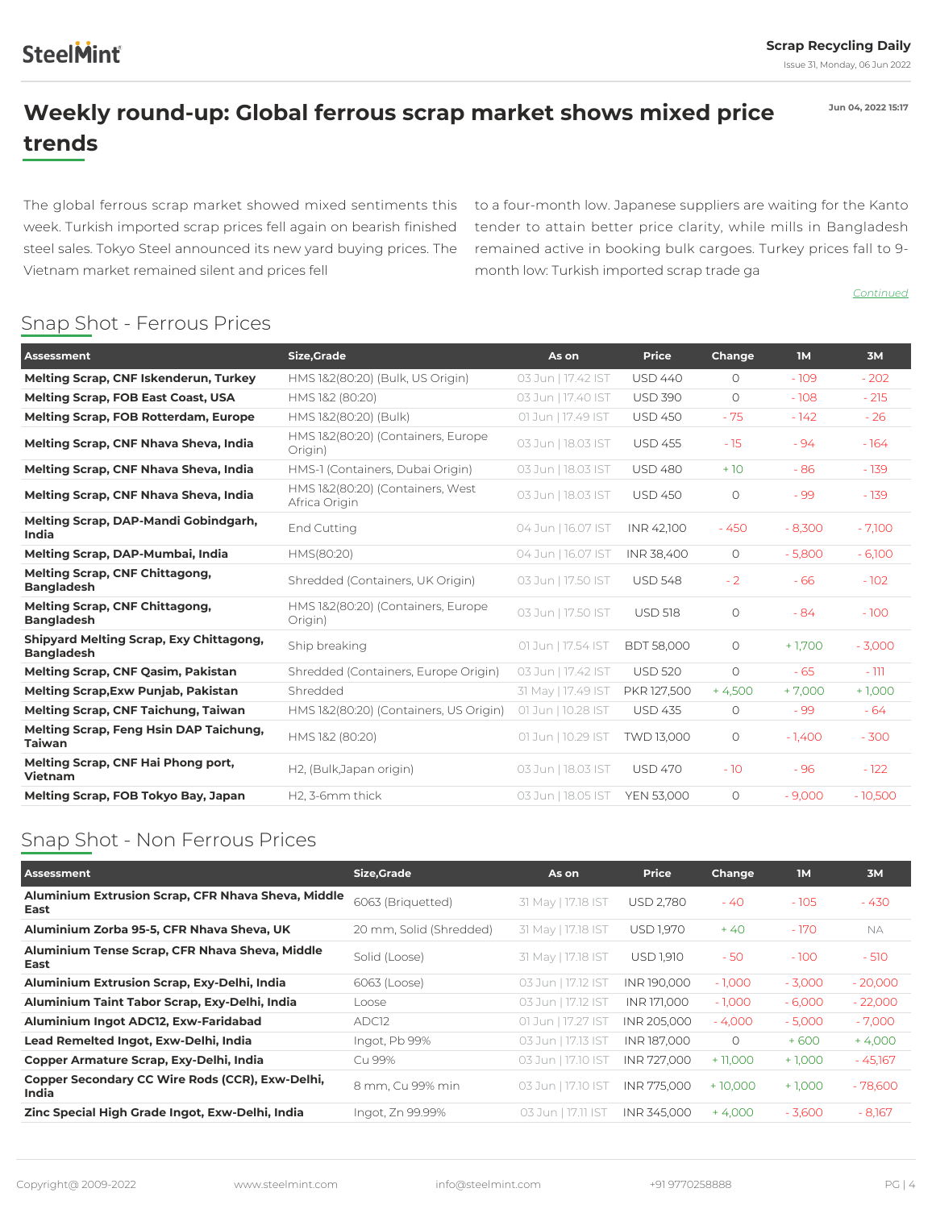# Weekly round-up: Global ferrous scrap market shows mixed price trends

Jun 04, 2022 15:17

The global ferrous scrap market showed mixed sentiments this week. Turkish imported scrap prices fell again on bearish finished steel sales. Tokyo Steel announced its new yard buying prices. The Vietnam market remained silent and prices fell to a four-month low. Japanese suppliers are waiting for the Kanto tender to attain better price clarity, while mills in Bangladesh remained active in booking bulk cargoes. Turkey prices fall to 9-month low: Turkish imported scrap trade ga

*Continued*

## Snap Shot - Ferrous Prices

| Assessment | Size,Grade | As on | Price | Change | 1M | 3M |
|---|---|---|---|---|---|---|
| **Melting Scrap, CNF Iskenderun, Turkey** | HMS 1&2(80:20) (Bulk, US Origin) | 03 Jun \| 17.42 IST | USD 440 | 0 | - 109 | - 202 |
| **Melting Scrap, FOB East Coast, USA** | HMS 1&2 (80:20) | 03 Jun \| 17.40 IST | USD 390 | 0 | - 108 | - 215 |
| **Melting Scrap, FOB Rotterdam, Europe** | HMS 1&2(80:20) (Bulk) | 01 Jun \| 17.49 IST | USD 450 | - 75 | - 142 | - 26 |
| **Melting Scrap, CNF Nhava Sheva, India** | HMS 1&2(80:20) (Containers, Europe Origin) | 03 Jun \| 18.03 IST | USD 455 | - 15 | - 94 | - 164 |
| **Melting Scrap, CNF Nhava Sheva, India** | HMS-1 (Containers, Dubai Origin) | 03 Jun \| 18.03 IST | USD 480 | + 10 | - 86 | - 139 |
| **Melting Scrap, CNF Nhava Sheva, India** | HMS 1&2(80:20) (Containers, West Africa Origin | 03 Jun \| 18.03 IST | USD 450 | 0 | - 99 | - 139 |
| **Melting Scrap, DAP-Mandi Gobindgarh, India** | End Cutting | 04 Jun \| 16.07 IST | INR 42,100 | - 450 | - 8,300 | - 7,100 |
| **Melting Scrap, DAP-Mumbai, India** | HMS(80:20) | 04 Jun \| 16.07 IST | INR 38,400 | 0 | - 5,800 | - 6,100 |
| **Melting Scrap, CNF Chittagong, Bangladesh** | Shredded (Containers, UK Origin) | 03 Jun \| 17.50 IST | USD 548 | - 2 | - 66 | - 102 |
| **Melting Scrap, CNF Chittagong, Bangladesh** | HMS 1&2(80:20) (Containers, Europe Origin) | 03 Jun \| 17.50 IST | USD 518 | 0 | - 84 | - 100 |
| **Shipyard Melting Scrap, Exy Chittagong, Bangladesh** | Ship breaking | 01 Jun \| 17.54 IST | BDT 58,000 | 0 | + 1,700 | - 3,000 |
| **Melting Scrap, CNF Qasim, Pakistan** | Shredded (Containers, Europe Origin) | 03 Jun \| 17.42 IST | USD 520 | 0 | - 65 | - 111 |
| **Melting Scrap,Exw Punjab, Pakistan** | Shredded | 31 May \| 17.49 IST | PKR 127,500 | + 4,500 | + 7,000 | + 1,000 |
| **Melting Scrap, CNF Taichung, Taiwan** | HMS 1&2(80:20) (Containers, US Origin) | 01 Jun \| 10.28 IST | USD 435 | 0 | - 99 | - 64 |
| **Melting Scrap, Feng Hsin DAP Taichung, Taiwan** | HMS 1&2 (80:20) | 01 Jun \| 10.29 IST | TWD 13,000 | 0 | - 1,400 | - 300 |
| **Melting Scrap, CNF Hai Phong port, Vietnam** | H2, (Bulk,Japan origin) | 03 Jun \| 18.03 IST | USD 470 | - 10 | - 96 | - 122 |
| **Melting Scrap, FOB Tokyo Bay, Japan** | H2, 3-6mm thick | 03 Jun \| 18.05 IST | YEN 53,000 | 0 | - 9,000 | - 10,500 |

## Snap Shot - Non Ferrous Prices

| Assessment | Size,Grade | As on | Price | Change | 1M | 3M |
|---|---|---|---|---|---|---|
| **Aluminium Extrusion Scrap, CFR Nhava Sheva, Middle East** | 6063 (Briquetted) | 31 May \| 17.18 IST | USD 2,780 | - 40 | - 105 | - 430 |
| **Aluminium Zorba 95-5, CFR Nhava Sheva, UK** | 20 mm, Solid (Shredded) | 31 May \| 17.18 IST | USD 1,970 | + 40 | - 170 | NA |
| **Aluminium Tense Scrap, CFR Nhava Sheva, Middle East** | Solid (Loose) | 31 May \| 17.18 IST | USD 1,910 | - 50 | - 100 | - 510 |
| **Aluminium Extrusion Scrap, Exy-Delhi, India** | 6063 (Loose) | 03 Jun \| 17.12 IST | INR 190,000 | - 1,000 | - 3,000 | - 20,000 |
| **Aluminium Taint Tabor Scrap, Exy-Delhi, India** | Loose | 03 Jun \| 17.12 IST | INR 171,000 | - 1,000 | - 6,000 | - 22,000 |
| **Aluminium Ingot ADC12, Exw-Faridabad** | ADC12 | 01 Jun \| 17.27 IST | INR 205,000 | - 4,000 | - 5,000 | - 7,000 |
| **Lead Remelted Ingot, Exw-Delhi, India** | Ingot, Pb 99% | 03 Jun \| 17.13 IST | INR 187,000 | 0 | + 600 | + 4,000 |
| **Copper Armature Scrap, Exy-Delhi, India** | Cu 99% | 03 Jun \| 17.10 IST | INR 727,000 | + 11,000 | + 1,000 | - 45,167 |
| **Copper Secondary CC Wire Rods (CCR), Exw-Delhi, India** | 8 mm, Cu 99% min | 03 Jun \| 17.10 IST | INR 775,000 | + 10,000 | + 1,000 | - 78,600 |
| **Zinc Special High Grade Ingot, Exw-Delhi, India** | Ingot, Zn 99.99% | 03 Jun \| 17.11 IST | INR 345,000 | + 4,000 | - 3,600 | - 8,167 |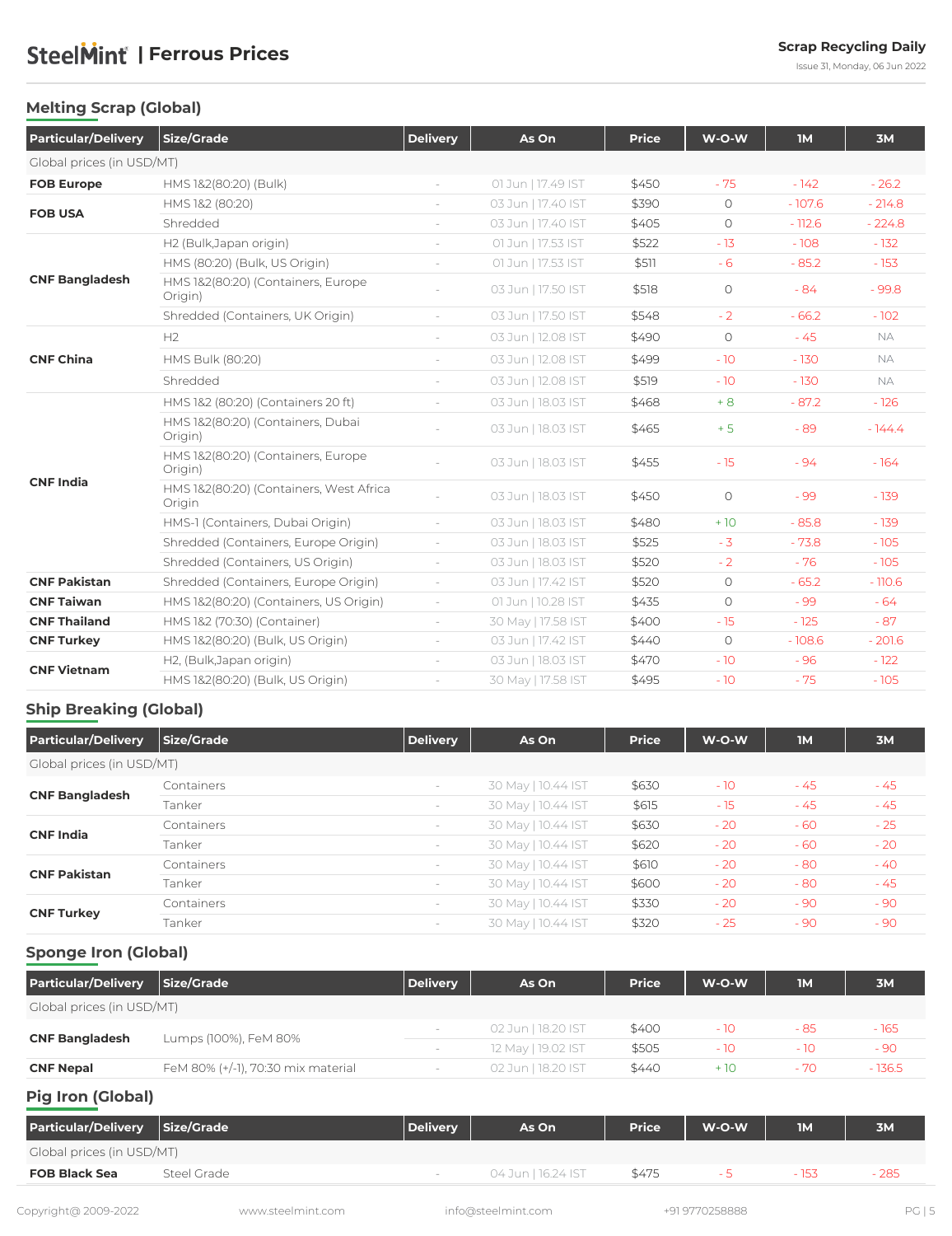## Melting Scrap (Global)

| Particular/Delivery | Size/Grade | Delivery | As On | Price | W-O-W | 1M | 3M |
|---|---|---|---|---|---|---|---|
| Global prices (in USD/MT) | | | | | | | |
| **FOB Europe** | HMS 1&2(80:20) (Bulk) | - | 01 Jun \| 17.49 IST | $450 | - 75 | - 142 | - 26.2 |
| **FOB USA** | HMS 1&2 (80:20) | - | 03 Jun \| 17.40 IST | $390 | 0 | - 107.6 | - 214.8 |
| | Shredded | - | 03 Jun \| 17.40 IST | $405 | 0 | - 112.6 | - 224.8 |
| **CNF Bangladesh** | H2 (Bulk,Japan origin) | - | 01 Jun \| 17.53 IST | $522 | - 13 | - 108 | - 132 |
| | HMS (80:20) (Bulk, US Origin) | - | 01 Jun \| 17.53 IST | $511 | - 6 | - 85.2 | - 153 |
| | HMS 1&2(80:20) (Containers, Europe Origin) | - | 03 Jun \| 17.50 IST | $518 | 0 | - 84 | - 99.8 |
| | Shredded (Containers, UK Origin) | - | 03 Jun \| 17.50 IST | $548 | - 2 | - 66.2 | - 102 |
| **CNF China** | H2 | - | 03 Jun \| 12.08 IST | $490 | 0 | - 45 | NA |
| | HMS Bulk (80:20) | - | 03 Jun \| 12.08 IST | $499 | - 10 | - 130 | NA |
| | Shredded | - | 03 Jun \| 12.08 IST | $519 | - 10 | - 130 | NA |
| **CNF India** | HMS 1&2 (80:20) (Containers 20 ft) | - | 03 Jun \| 18.03 IST | $468 | + 8 | - 87.2 | - 126 |
| | HMS 1&2(80:20) (Containers, Dubai Origin) | - | 03 Jun \| 18.03 IST | $465 | + 5 | - 89 | - 144.4 |
| | HMS 1&2(80:20) (Containers, Europe Origin) | - | 03 Jun \| 18.03 IST | $455 | - 15 | - 94 | - 164 |
| | HMS 1&2(80:20) (Containers, West Africa Origin | - | 03 Jun \| 18.03 IST | $450 | 0 | - 99 | - 139 |
| | HMS-1 (Containers, Dubai Origin) | - | 03 Jun \| 18.03 IST | $480 | + 10 | - 85.8 | - 139 |
| | Shredded (Containers, Europe Origin) | - | 03 Jun \| 18.03 IST | $525 | - 3 | - 73.8 | - 105 |
| | Shredded (Containers, US Origin) | - | 03 Jun \| 18.03 IST | $520 | - 2 | - 76 | - 105 |
| **CNF Pakistan** | Shredded (Containers, Europe Origin) | - | 03 Jun \| 17.42 IST | $520 | 0 | - 65.2 | - 110.6 |
| **CNF Taiwan** | HMS 1&2(80:20) (Containers, US Origin) | - | 01 Jun \| 10.28 IST | $435 | 0 | - 99 | - 64 |
| **CNF Thailand** | HMS 1&2 (70:30) (Container) | - | 30 May \| 17.58 IST | $400 | - 15 | - 125 | - 87 |
| **CNF Turkey** | HMS 1&2(80:20) (Bulk, US Origin) | - | 03 Jun \| 17.42 IST | $440 | 0 | - 108.6 | - 201.6 |
| **CNF Vietnam** | H2, (Bulk,Japan origin) | - | 03 Jun \| 18.03 IST | $470 | - 10 | - 96 | - 122 |
| | HMS 1&2(80:20) (Bulk, US Origin) | - | 30 May \| 17.58 IST | $495 | - 10 | - 75 | - 105 |

## Ship Breaking (Global)

| Particular/Delivery | Size/Grade | Delivery | As On | Price | W-O-W | 1M | 3M |
|---|---|---|---|---|---|---|---|
| Global prices (in USD/MT) | | | | | | | |
| **CNF Bangladesh** | Containers | - | 30 May \| 10.44 IST | $630 | - 10 | - 45 | - 45 |
| | Tanker | - | 30 May \| 10.44 IST | $615 | - 15 | - 45 | - 45 |
| **CNF India** | Containers | - | 30 May \| 10.44 IST | $630 | - 20 | - 60 | - 25 |
| | Tanker | - | 30 May \| 10.44 IST | $620 | - 20 | - 60 | - 20 |
| **CNF Pakistan** | Containers | - | 30 May \| 10.44 IST | $610 | - 20 | - 80 | - 40 |
| | Tanker | - | 30 May \| 10.44 IST | $600 | - 20 | - 80 | - 45 |
| **CNF Turkey** | Containers | - | 30 May \| 10.44 IST | $330 | - 20 | - 90 | - 90 |
| | Tanker | - | 30 May \| 10.44 IST | $320 | - 25 | - 90 | - 90 |

## Sponge Iron (Global)

| Particular/Delivery | Size/Grade | Delivery | As On | Price | W-O-W | 1M | 3M |
|---|---|---|---|---|---|---|---|
| Global prices (in USD/MT) | | | | | | | |
| **CNF Bangladesh** | Lumps (100%), FeM 80% | - | 02 Jun \| 18.20 IST | $400 | - 10 | - 85 | - 165 |
| | | - | 12 May \| 19.02 IST | $505 | - 10 | - 10 | - 90 |
| **CNF Nepal** | FeM 80% (+/-1), 70:30 mix material | - | 02 Jun \| 18.20 IST | $440 | + 10 | - 70 | - 136.5 |

## Pig Iron (Global)

| Particular/Delivery | Size/Grade | Delivery | As On | Price | W-O-W | 1M | 3M |
|---|---|---|---|---|---|---|---|
| Global prices (in USD/MT) | | | | | | | |
| **FOB Black Sea** | Steel Grade | - | 04 Jun \| 16.24 IST | $475 | - 5 | - 153 | - 285 |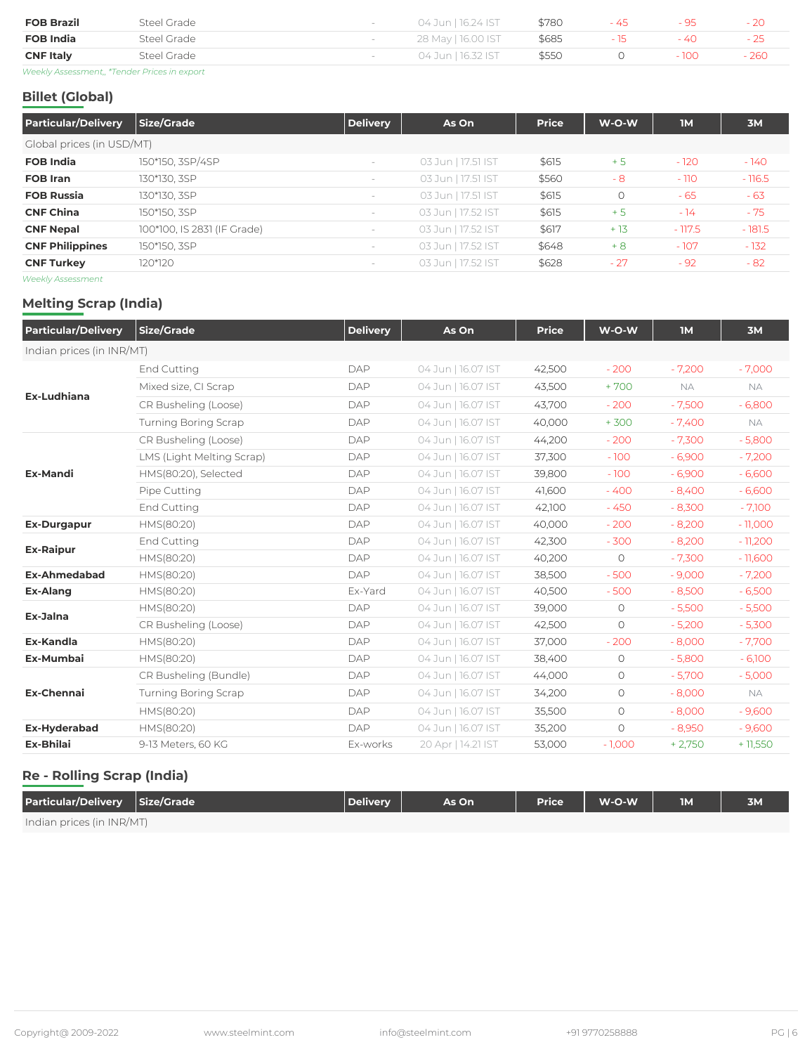| | | | | | | | |
|---|---|---|---|---|---|---|---|
| **FOB Brazil** | Steel Grade | - | 04 Jun \| 16.24 IST | $780 | - 45 | - 95 | - 20 |
| **FOB India** | Steel Grade | - | 28 May \| 16.00 IST | $685 | - 15 | - 40 | - 25 |
| **CNF Italy** | Steel Grade | - | 04 Jun \| 16.32 IST | $550 | 0 | - 100 | - 260 |

*Weekly Assessment,, *Tender Prices in export*

## Billet (Global)

| Particular/Delivery | Size/Grade | Delivery | As On | Price | W-O-W | 1M | 3M |
|---|---|---|---|---|---|---|---|
| Global prices (in USD/MT) | | | | | | | |
| **FOB India** | 150*150, 3SP/4SP | - | 03 Jun \| 17.51 IST | $615 | + 5 | - 120 | - 140 |
| **FOB Iran** | 130*130, 3SP | - | 03 Jun \| 17.51 IST | $560 | - 8 | - 110 | - 116.5 |
| **FOB Russia** | 130*130, 3SP | - | 03 Jun \| 17.51 IST | $615 | 0 | - 65 | - 63 |
| **CNF China** | 150*150, 3SP | - | 03 Jun \| 17.52 IST | $615 | + 5 | - 14 | - 75 |
| **CNF Nepal** | 100*100, IS 2831 (IF Grade) | - | 03 Jun \| 17.52 IST | $617 | + 13 | - 117.5 | - 181.5 |
| **CNF Philippines** | 150*150, 3SP | - | 03 Jun \| 17.52 IST | $648 | + 8 | - 107 | - 132 |
| **CNF Turkey** | 120*120 | - | 03 Jun \| 17.52 IST | $628 | - 27 | - 92 | - 82 |

*Weekly Assessment*

## Melting Scrap (India)

| Particular/Delivery | Size/Grade | Delivery | As On | Price | W-O-W | 1M | 3M |
|---|---|---|---|---|---|---|---|
| Indian prices (in INR/MT) | | | | | | | |
| **Ex-Ludhiana** | End Cutting | DAP | 04 Jun \| 16.07 IST | 42,500 | - 200 | - 7,200 | - 7,000 |
| | Mixed size, CI Scrap | DAP | 04 Jun \| 16.07 IST | 43,500 | + 700 | NA | NA |
| | CR Busheling (Loose) | DAP | 04 Jun \| 16.07 IST | 43,700 | - 200 | - 7,500 | - 6,800 |
| | Turning Boring Scrap | DAP | 04 Jun \| 16.07 IST | 40,000 | + 300 | - 7,400 | NA |
| **Ex-Mandi** | CR Busheling (Loose) | DAP | 04 Jun \| 16.07 IST | 44,200 | - 200 | - 7,300 | - 5,800 |
| | LMS (Light Melting Scrap) | DAP | 04 Jun \| 16.07 IST | 37,300 | - 100 | - 6,900 | - 7,200 |
| | HMS(80:20), Selected | DAP | 04 Jun \| 16.07 IST | 39,800 | - 100 | - 6,900 | - 6,600 |
| | Pipe Cutting | DAP | 04 Jun \| 16.07 IST | 41,600 | - 400 | - 8,400 | - 6,600 |
| | End Cutting | DAP | 04 Jun \| 16.07 IST | 42,100 | - 450 | - 8,300 | - 7,100 |
| **Ex-Durgapur** | HMS(80:20) | DAP | 04 Jun \| 16.07 IST | 40,000 | - 200 | - 8,200 | - 11,000 |
| **Ex-Raipur** | End Cutting | DAP | 04 Jun \| 16.07 IST | 42,300 | - 300 | - 8,200 | - 11,200 |
| | HMS(80:20) | DAP | 04 Jun \| 16.07 IST | 40,200 | 0 | - 7,300 | - 11,600 |
| **Ex-Ahmedabad** | HMS(80:20) | DAP | 04 Jun \| 16.07 IST | 38,500 | - 500 | - 9,000 | - 7,200 |
| **Ex-Alang** | HMS(80:20) | Ex-Yard | 04 Jun \| 16.07 IST | 40,500 | - 500 | - 8,500 | - 6,500 |
| **Ex-Jalna** | HMS(80:20) | DAP | 04 Jun \| 16.07 IST | 39,000 | 0 | - 5,500 | - 5,500 |
| | CR Busheling (Loose) | DAP | 04 Jun \| 16.07 IST | 42,500 | 0 | - 5,200 | - 5,300 |
| **Ex-Kandla** | HMS(80:20) | DAP | 04 Jun \| 16.07 IST | 37,000 | - 200 | - 8,000 | - 7,700 |
| **Ex-Mumbai** | HMS(80:20) | DAP | 04 Jun \| 16.07 IST | 38,400 | 0 | - 5,800 | - 6,100 |
| **Ex-Chennai** | CR Busheling (Bundle) | DAP | 04 Jun \| 16.07 IST | 44,000 | 0 | - 5,700 | - 5,000 |
| | Turning Boring Scrap | DAP | 04 Jun \| 16.07 IST | 34,200 | 0 | - 8,000 | NA |
| | HMS(80:20) | DAP | 04 Jun \| 16.07 IST | 35,500 | 0 | - 8,000 | - 9,600 |
| **Ex-Hyderabad** | HMS(80:20) | DAP | 04 Jun \| 16.07 IST | 35,200 | 0 | - 8,950 | - 9,600 |
| **Ex-Bhilai** | 9-13 Meters, 60 KG | Ex-works | 20 Apr \| 14.21 IST | 53,000 | - 1,000 | + 2,750 | + 11,550 |

## Re - Rolling Scrap (India)

| Particular/Delivery | Size/Grade | Delivery | As On | Price | W-O-W | 1M | 3M |
|---|---|---|---|---|---|---|---|
| Indian prices (in INR/MT) | | | | | | | |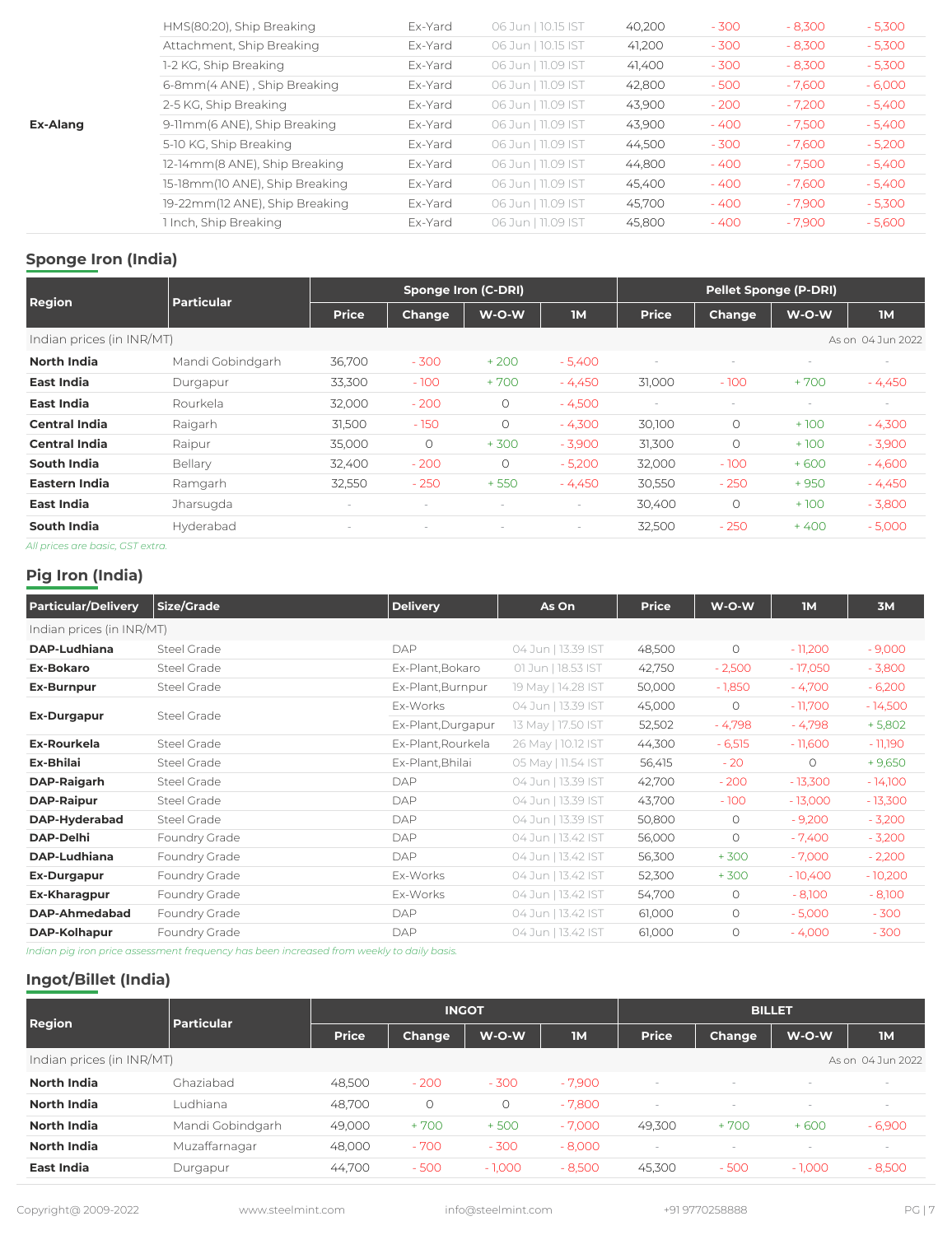| | | | | | | | |
|---|---|---|---|---|---|---|---|
| | HMS(80:20), Ship Breaking | Ex-Yard | 06 Jun \| 10.15 IST | 40,200 | - 300 | - 8,300 | - 5,300 |
| | Attachment, Ship Breaking | Ex-Yard | 06 Jun \| 10.15 IST | 41,200 | - 300 | - 8,300 | - 5,300 |
| | 1-2 KG, Ship Breaking | Ex-Yard | 06 Jun \| 11.09 IST | 41,400 | - 300 | - 8,300 | - 5,300 |
| | 6-8mm(4 ANE) , Ship Breaking | Ex-Yard | 06 Jun \| 11.09 IST | 42,800 | - 500 | - 7,600 | - 6,000 |
| | 2-5 KG, Ship Breaking | Ex-Yard | 06 Jun \| 11.09 IST | 43,900 | - 200 | - 7,200 | - 5,400 |
| **Ex-Alang** | 9-11mm(6 ANE), Ship Breaking | Ex-Yard | 06 Jun \| 11.09 IST | 43,900 | - 400 | - 7,500 | - 5,400 |
| | 5-10 KG, Ship Breaking | Ex-Yard | 06 Jun \| 11.09 IST | 44,500 | - 300 | - 7,600 | - 5,200 |
| | 12-14mm(8 ANE), Ship Breaking | Ex-Yard | 06 Jun \| 11.09 IST | 44,800 | - 400 | - 7,500 | - 5,400 |
| | 15-18mm(10 ANE), Ship Breaking | Ex-Yard | 06 Jun \| 11.09 IST | 45,400 | - 400 | - 7,600 | - 5,400 |
| | 19-22mm(12 ANE), Ship Breaking | Ex-Yard | 06 Jun \| 11.09 IST | 45,700 | - 400 | - 7,900 | - 5,300 |
| | 1 Inch, Ship Breaking | Ex-Yard | 06 Jun \| 11.09 IST | 45,800 | - 400 | - 7,900 | - 5,600 |

## Sponge Iron (India)

| Region | Particular | Sponge Iron (C-DRI) | | | | Pellet Sponge (P-DRI) | | | |
|---|---|---|---|---|---|---|---|---|---|
| | | Price | Change | W-O-W | 1M | Price | Change | W-O-W | 1M |
| Indian prices (in INR/MT) | | | | | | | | | As on 04 Jun 2022 |
| **North India** | Mandi Gobindgarh | 36,700 | - 300 | + 200 | - 5,400 | - | - | - | - |
| **East India** | Durgapur | 33,300 | - 100 | + 700 | - 4,450 | 31,000 | - 100 | + 700 | - 4,450 |
| **East India** | Rourkela | 32,000 | - 200 | 0 | - 4,500 | - | - | - | - |
| **Central India** | Raigarh | 31,500 | - 150 | 0 | - 4,300 | 30,100 | 0 | + 100 | - 4,300 |
| **Central India** | Raipur | 35,000 | 0 | + 300 | - 3,900 | 31,300 | 0 | + 100 | - 3,900 |
| **South India** | Bellary | 32,400 | - 200 | 0 | - 5,200 | 32,000 | - 100 | + 600 | - 4,600 |
| **Eastern India** | Ramgarh | 32,550 | - 250 | + 550 | - 4,450 | 30,550 | - 250 | + 950 | - 4,450 |
| **East India** | Jharsugda | - | - | - | - | 30,400 | 0 | + 100 | - 3,800 |
| **South India** | Hyderabad | - | - | - | - | 32,500 | - 250 | + 400 | - 5,000 |

*All prices are basic, GST extra.*

## Pig Iron (India)

| Particular/Delivery | Size/Grade | Delivery | As On | Price | W-O-W | 1M | 3M |
|---|---|---|---|---|---|---|---|
| Indian prices (in INR/MT) | | | | | | | |
| **DAP-Ludhiana** | Steel Grade | DAP | 04 Jun \| 13.39 IST | 48,500 | 0 | - 11,200 | - 9,000 |
| **Ex-Bokaro** | Steel Grade | Ex-Plant,Bokaro | 01 Jun \| 18.53 IST | 42,750 | - 2,500 | - 17,050 | - 3,800 |
| **Ex-Burnpur** | Steel Grade | Ex-Plant,Burnpur | 19 May \| 14.28 IST | 50,000 | - 1,850 | - 4,700 | - 6,200 |
| **Ex-Durgapur** | Steel Grade | Ex-Works | 04 Jun \| 13.39 IST | 45,000 | 0 | - 11,700 | - 14,500 |
| | | Ex-Plant,Durgapur | 13 May \| 17.50 IST | 52,502 | - 4,798 | - 4,798 | + 5,802 |
| **Ex-Rourkela** | Steel Grade | Ex-Plant,Rourkela | 26 May \| 10.12 IST | 44,300 | - 6,515 | - 11,600 | - 11,190 |
| **Ex-Bhilai** | Steel Grade | Ex-Plant,Bhilai | 05 May \| 11.54 IST | 56,415 | - 20 | 0 | + 9,650 |
| **DAP-Raigarh** | Steel Grade | DAP | 04 Jun \| 13.39 IST | 42,700 | - 200 | - 13,300 | - 14,100 |
| **DAP-Raipur** | Steel Grade | DAP | 04 Jun \| 13.39 IST | 43,700 | - 100 | - 13,000 | - 13,300 |
| **DAP-Hyderabad** | Steel Grade | DAP | 04 Jun \| 13.39 IST | 50,800 | 0 | - 9,200 | - 3,200 |
| **DAP-Delhi** | Foundry Grade | DAP | 04 Jun \| 13.42 IST | 56,000 | 0 | - 7,400 | - 3,200 |
| **DAP-Ludhiana** | Foundry Grade | DAP | 04 Jun \| 13.42 IST | 56,300 | + 300 | - 7,000 | - 2,200 |
| **Ex-Durgapur** | Foundry Grade | Ex-Works | 04 Jun \| 13.42 IST | 52,300 | + 300 | - 10,400 | - 10,200 |
| **Ex-Kharagpur** | Foundry Grade | Ex-Works | 04 Jun \| 13.42 IST | 54,700 | 0 | - 8,100 | - 8,100 |
| **DAP-Ahmedabad** | Foundry Grade | DAP | 04 Jun \| 13.42 IST | 61,000 | 0 | - 5,000 | - 300 |
| **DAP-Kolhapur** | Foundry Grade | DAP | 04 Jun \| 13.42 IST | 61,000 | 0 | - 4,000 | - 300 |

*Indian pig iron price assessment frequency has been increased from weekly to daily basis.*

## Ingot/Billet (India)

| Region | Particular | INGOT | | | | BILLET | | | |
|---|---|---|---|---|---|---|---|---|---|
| | | Price | Change | W-O-W | 1M | Price | Change | W-O-W | 1M |
| Indian prices (in INR/MT) | | | | | | | | | As on 04 Jun 2022 |
| **North India** | Ghaziabad | 48,500 | - 200 | - 300 | - 7,900 | - | - | - | - |
| **North India** | Ludhiana | 48,700 | 0 | 0 | - 7,800 | - | - | - | - |
| **North India** | Mandi Gobindgarh | 49,000 | + 700 | + 500 | - 7,000 | 49,300 | + 700 | + 600 | - 6,900 |
| **North India** | Muzaffarnagar | 48,000 | - 700 | - 300 | - 8,000 | - | - | - | - |
| **East India** | Durgapur | 44,700 | - 500 | - 1,000 | - 8,500 | 45,300 | - 500 | - 1,000 | - 8,500 |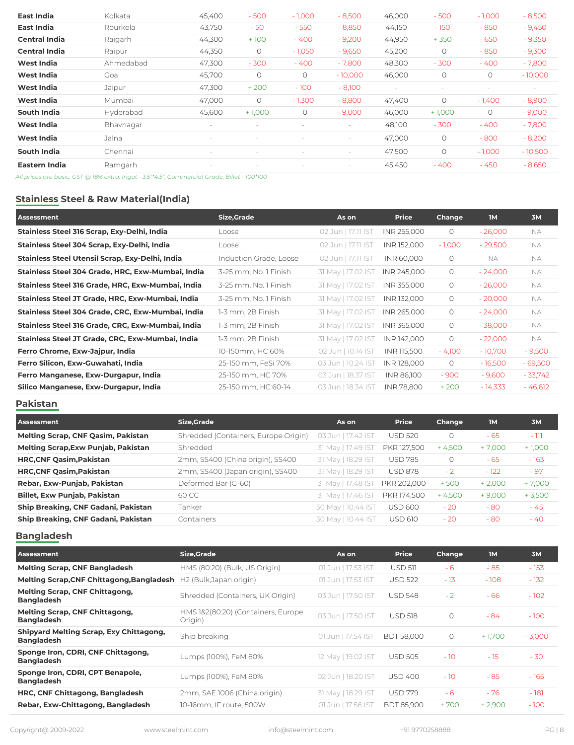| | | | | | | | | | |
|---|---|---|---|---|---|---|---|---|---|
| **East India** | Kolkata | 45,400 | - 500 | - 1,000 | - 8,500 | 46,000 | - 500 | - 1,000 | - 8,500 |
| **East India** | Rourkela | 43,750 | - 50 | - 550 | - 8,850 | 44,150 | - 150 | - 850 | - 9,450 |
| **Central India** | Raigarh | 44,300 | + 100 | - 400 | - 9,200 | 44,950 | + 350 | - 650 | - 9,350 |
| **Central India** | Raipur | 44,350 | 0 | - 1,050 | - 9,650 | 45,200 | 0 | - 850 | - 9,300 |
| **West India** | Ahmedabad | 47,300 | - 300 | - 400 | - 7,800 | 48,300 | - 300 | - 400 | - 7,800 |
| **West India** | Goa | 45,700 | 0 | 0 | - 10,000 | 46,000 | 0 | 0 | - 10,000 |
| **West India** | Jaipur | 47,300 | + 200 | - 100 | - 8,100 | - | - | - | - |
| **West India** | Mumbai | 47,000 | 0 | - 1,300 | - 8,800 | 47,400 | 0 | - 1,400 | - 8,900 |
| **South India** | Hyderabad | 45,600 | + 1,000 | 0 | - 9,000 | 46,000 | + 1,000 | 0 | - 9,000 |
| **West India** | Bhavnagar | - | - | - | - | 48,100 | - 300 | - 400 | - 7,800 |
| **West India** | Jalna | - | - | - | - | 47,000 | 0 | - 800 | - 8,200 |
| **South India** | Chennai | - | - | - | - | 47,500 | 0 | - 1,000 | - 10,500 |
| **Eastern India** | Ramgarh | - | - | - | - | 45,450 | - 400 | - 450 | - 8,650 |

*All prices are basic, GST @ 18% extra. Ingot - 3.5"*4.5", Commercial Grade, Billet - 100*100*

## Stainless Steel & Raw Material(India)

| Assessment | Size,Grade | As on | Price | Change | 1M | 3M |
|---|---|---|---|---|---|---|
| **Stainless Steel 316 Scrap, Exy-Delhi, India** | Loose | 02 Jun \| 17.11 IST | INR 255,000 | 0 | - 26,000 | NA |
| **Stainless Steel 304 Scrap, Exy-Delhi, India** | Loose | 02 Jun \| 17.11 IST | INR 152,000 | - 1,000 | - 29,500 | NA |
| **Stainless Steel Utensil Scrap, Exy-Delhi, India** | Induction Grade, Loose | 02 Jun \| 17.11 IST | INR 60,000 | 0 | NA | NA |
| **Stainless Steel 304 Grade, HRC, Exw-Mumbai, India** | 3-25 mm, No. 1 Finish | 31 May \| 17.02 IST | INR 245,000 | 0 | - 24,000 | NA |
| **Stainless Steel 316 Grade, HRC, Exw-Mumbai, India** | 3-25 mm, No. 1 Finish | 31 May \| 17.02 IST | INR 355,000 | 0 | - 26,000 | NA |
| **Stainless Steel JT Grade, HRC, Exw-Mumbai, India** | 3-25 mm, No. 1 Finish | 31 May \| 17.02 IST | INR 132,000 | 0 | - 20,000 | NA |
| **Stainless Steel 304 Grade, CRC, Exw-Mumbai, India** | 1-3 mm, 2B Finish | 31 May \| 17.02 IST | INR 265,000 | 0 | - 24,000 | NA |
| **Stainless Steel 316 Grade, CRC, Exw-Mumbai, India** | 1-3 mm, 2B Finish | 31 May \| 17.02 IST | INR 365,000 | 0 | - 38,000 | NA |
| **Stainless Steel JT Grade, CRC, Exw-Mumbai, India** | 1-3 mm, 2B Finish | 31 May \| 17.02 IST | INR 142,000 | 0 | - 22,000 | NA |
| **Ferro Chrome, Exw-Jajpur, India** | 10-150mm, HC 60% | 02 Jun \| 10.14 IST | INR 115,500 | - 4,100 | - 10,700 | - 9,500 |
| **Ferro Silicon, Exw-Guwahati, India** | 25-150 mm, FeSi 70% | 03 Jun \| 10.24 IST | INR 128,000 | 0 | - 16,500 | - 69,500 |
| **Ferro Manganese, Exw-Durgapur, India** | 25-150 mm, HC 70% | 03 Jun \| 18.37 IST | INR 86,100 | - 900 | - 9,600 | - 33,742 |
| **Silico Manganese, Exw-Durgapur, India** | 25-150 mm, HC 60-14 | 03 Jun \| 18.34 IST | INR 78,800 | + 200 | - 14,333 | - 46,612 |

## Pakistan

| Assessment | Size,Grade | As on | Price | Change | 1M | 3M |
|---|---|---|---|---|---|---|
| **Melting Scrap, CNF Qasim, Pakistan** | Shredded (Containers, Europe Origin) | 03 Jun \| 17.42 IST | USD 520 | 0 | - 65 | - 111 |
| **Melting Scrap,Exw Punjab, Pakistan** | Shredded | 31 May \| 17.49 IST | PKR 127,500 | + 4,500 | + 7,000 | + 1,000 |
| **HRC,CNF Qasim,Pakistan** | 2mm, SS400 (China origin), SS400 | 31 May \| 18.29 IST | USD 785 | 0 | - 65 | - 163 |
| **HRC,CNF Qasim,Pakistan** | 2mm, SS400 (Japan origin), SS400 | 31 May \| 18.29 IST | USD 878 | - 2 | - 122 | - 97 |
| **Rebar, Exw-Punjab, Pakistan** | Deformed Bar (G-60) | 31 May \| 17.48 IST | PKR 202,000 | + 500 | + 2,000 | + 7,000 |
| **Billet, Exw Punjab, Pakistan** | 60 CC | 31 May \| 17.46 IST | PKR 174,500 | + 4,500 | + 9,000 | + 3,500 |
| **Ship Breaking, CNF Gadani, Pakistan** | Tanker | 30 May \| 10.44 IST | USD 600 | - 20 | - 80 | - 45 |
| **Ship Breaking, CNF Gadani, Pakistan** | Containers | 30 May \| 10.44 IST | USD 610 | - 20 | - 80 | - 40 |

## Bangladesh

| Assessment | Size,Grade | As on | Price | Change | 1M | 3M |
|---|---|---|---|---|---|---|
| **Melting Scrap, CNF Bangladesh** | HMS (80:20) (Bulk, US Origin) | 01 Jun \| 17.53 IST | USD 511 | - 6 | - 85 | - 153 |
| **Melting Scrap,CNF Chittagong,Bangladesh** | H2 (Bulk,Japan origin) | 01 Jun \| 17.53 IST | USD 522 | - 13 | - 108 | - 132 |
| **Melting Scrap, CNF Chittagong, Bangladesh** | Shredded (Containers, UK Origin) | 03 Jun \| 17.50 IST | USD 548 | - 2 | - 66 | - 102 |
| **Melting Scrap, CNF Chittagong, Bangladesh** | HMS 1&2(80:20) (Containers, Europe Origin) | 03 Jun \| 17.50 IST | USD 518 | 0 | - 84 | - 100 |
| **Shipyard Melting Scrap, Exy Chittagong, Bangladesh** | Ship breaking | 01 Jun \| 17.54 IST | BDT 58,000 | 0 | + 1,700 | - 3,000 |
| **Sponge Iron, CDRI, CNF Chittagong, Bangladesh** | Lumps (100%), FeM 80% | 12 May \| 19.02 IST | USD 505 | - 10 | - 15 | - 30 |
| **Sponge Iron, CDRI, CPT Benapole, Bangladesh** | Lumps (100%), FeM 80% | 02 Jun \| 18.20 IST | USD 400 | - 10 | - 85 | - 165 |
| **HRC, CNF Chittagong, Bangladesh** | 2mm, SAE 1006 (China origin) | 31 May \| 18.29 IST | USD 779 | - 6 | - 76 | - 181 |
| **Rebar, Exw-Chittagong, Bangladesh** | 10-16mm, IF route, 500W | 01 Jun \| 17.56 IST | BDT 85,900 | + 700 | + 2,900 | - 100 |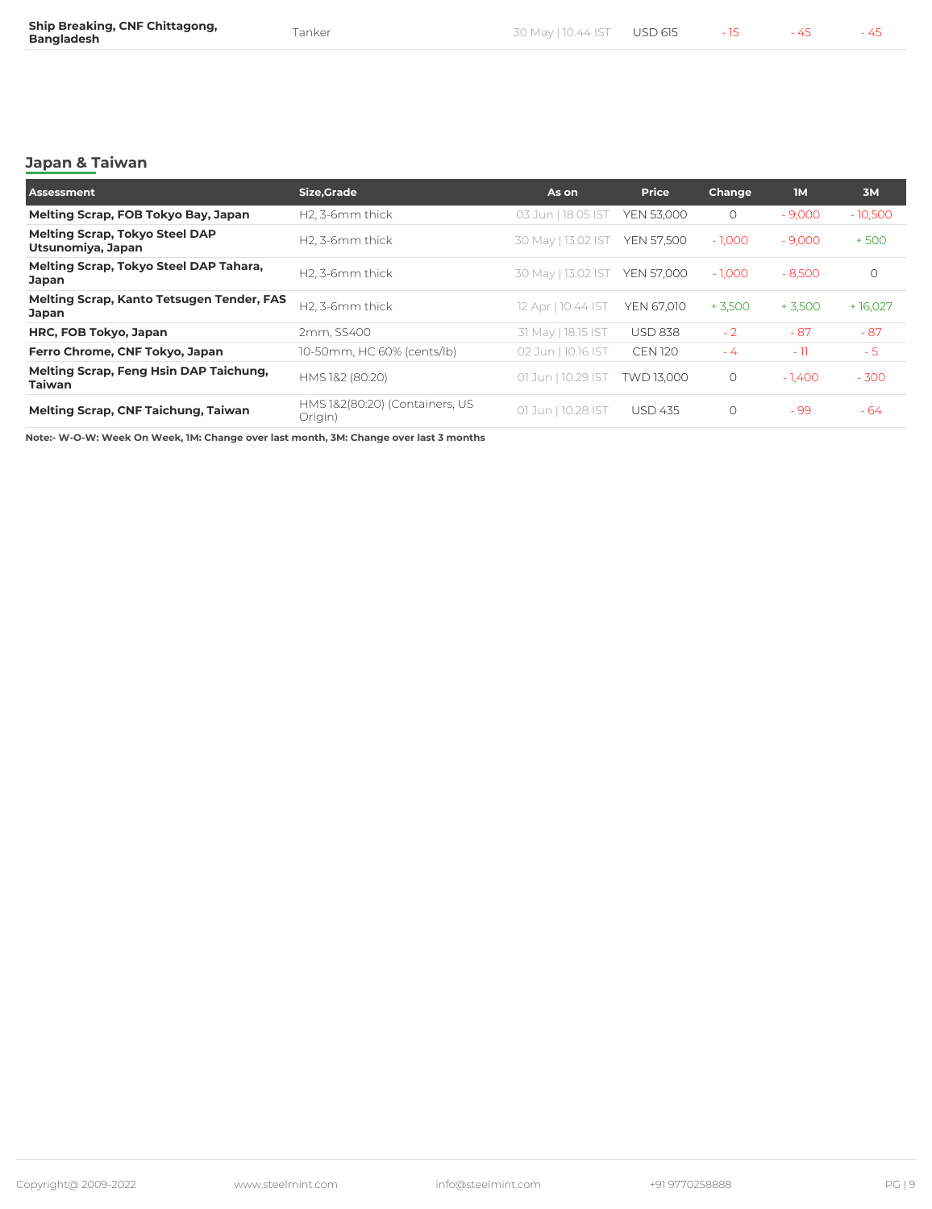| Ship Breaking, CNF Chittagong, Bangladesh | Tanker | 30 May \| 10.44 IST | USD 615 | - 15 | - 45 | - 45 |
|---|---|---|---|---|---|---|

## Japan & Taiwan

| Assessment | Size,Grade | As on | Price | Change | 1M | 3M |
|---|---|---|---|---|---|---|
| **Melting Scrap, FOB Tokyo Bay, Japan** | H2, 3-6mm thick | 03 Jun \| 18.05 IST | YEN 53,000 | 0 | - 9,000 | - 10,500 |
| **Melting Scrap, Tokyo Steel DAP Utsunomiya, Japan** | H2, 3-6mm thick | 30 May \| 13.02 IST | YEN 57,500 | - 1,000 | - 9,000 | + 500 |
| **Melting Scrap, Tokyo Steel DAP Tahara, Japan** | H2, 3-6mm thick | 30 May \| 13.02 IST | YEN 57,000 | - 1,000 | - 8,500 | 0 |
| **Melting Scrap, Kanto Tetsugen Tender, FAS Japan** | H2, 3-6mm thick | 12 Apr \| 10.44 IST | YEN 67,010 | + 3,500 | + 3,500 | + 16,027 |
| **HRC, FOB Tokyo, Japan** | 2mm, SS400 | 31 May \| 18.15 IST | USD 838 | - 2 | - 87 | - 87 |
| **Ferro Chrome, CNF Tokyo, Japan** | 10-50mm, HC 60% (cents/lb) | 02 Jun \| 10.16 IST | CEN 120 | - 4 | - 11 | - 5 |
| **Melting Scrap, Feng Hsin DAP Taichung, Taiwan** | HMS 1&2 (80:20) | 01 Jun \| 10.29 IST | TWD 13,000 | 0 | - 1,400 | - 300 |
| **Melting Scrap, CNF Taichung, Taiwan** | HMS 1&2(80:20) (Containers, US Origin) | 01 Jun \| 10.28 IST | USD 435 | 0 | - 99 | - 64 |

**Note:- W-O-W: Week On Week, 1M: Change over last month, 3M: Change over last 3 months**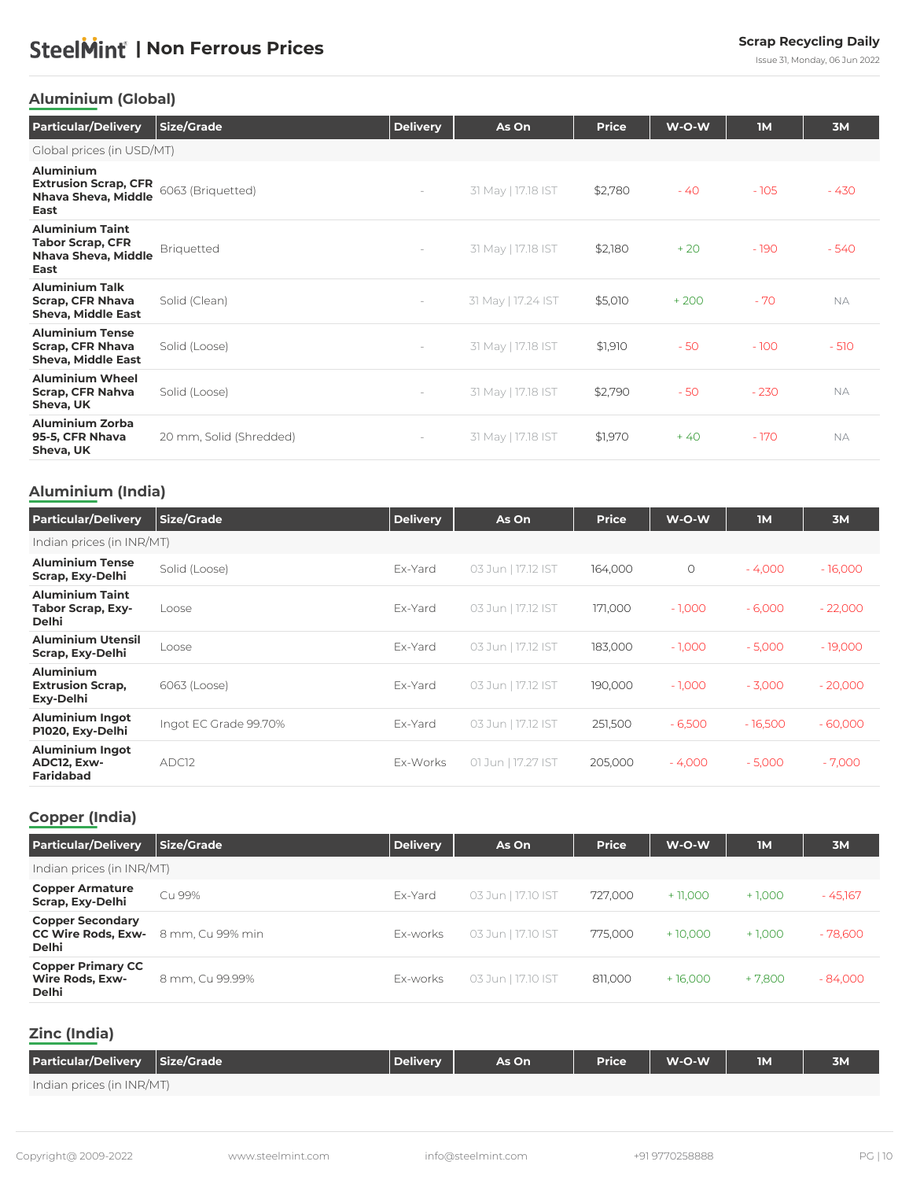# SteelMint | Non Ferrous Prices

**Scrap Recycling Daily**

Issue 31, Monday, 06 Jun 2022

## Aluminium (Global)

| Particular/Delivery | Size/Grade | Delivery | As On | Price | W-O-W | 1M | 3M |
|---|---|---|---|---|---|---|---|
| Global prices (in USD/MT) | | | | | | | |
| **Aluminium Extrusion Scrap, CFR Nhava Sheva, Middle East** | 6063 (Briquetted) | - | 31 May \| 17.18 IST | $2,780 | - 40 | - 105 | - 430 |
| **Aluminium Taint Tabor Scrap, CFR Nhava Sheva, Middle East** | Briquetted | - | 31 May \| 17.18 IST | $2,180 | + 20 | - 190 | - 540 |
| **Aluminium Talk Scrap, CFR Nhava Sheva, Middle East** | Solid (Clean) | - | 31 May \| 17.24 IST | $5,010 | + 200 | - 70 | NA |
| **Aluminium Tense Scrap, CFR Nhava Sheva, Middle East** | Solid (Loose) | - | 31 May \| 17.18 IST | $1,910 | - 50 | - 100 | - 510 |
| **Aluminium Wheel Scrap, CFR Nahva Sheva, UK** | Solid (Loose) | - | 31 May \| 17.18 IST | $2,790 | - 50 | - 230 | NA |
| **Aluminium Zorba 95-5, CFR Nhava Sheva, UK** | 20 mm, Solid (Shredded) | - | 31 May \| 17.18 IST | $1,970 | + 40 | - 170 | NA |

## Aluminium (India)

| Particular/Delivery | Size/Grade | Delivery | As On | Price | W-O-W | 1M | 3M |
|---|---|---|---|---|---|---|---|
| Indian prices (in INR/MT) | | | | | | | |
| **Aluminium Tense Scrap, Exy-Delhi** | Solid (Loose) | Ex-Yard | 03 Jun \| 17.12 IST | 164,000 | 0 | - 4,000 | - 16,000 |
| **Aluminium Taint Tabor Scrap, Exy-Delhi** | Loose | Ex-Yard | 03 Jun \| 17.12 IST | 171,000 | - 1,000 | - 6,000 | - 22,000 |
| **Aluminium Utensil Scrap, Exy-Delhi** | Loose | Ex-Yard | 03 Jun \| 17.12 IST | 183,000 | - 1,000 | - 5,000 | - 19,000 |
| **Aluminium Extrusion Scrap, Exy-Delhi** | 6063 (Loose) | Ex-Yard | 03 Jun \| 17.12 IST | 190,000 | - 1,000 | - 3,000 | - 20,000 |
| **Aluminium Ingot P1020, Exy-Delhi** | Ingot EC Grade 99.70% | Ex-Yard | 03 Jun \| 17.12 IST | 251,500 | - 6,500 | - 16,500 | - 60,000 |
| **Aluminium Ingot ADC12, Exw-Faridabad** | ADC12 | Ex-Works | 01 Jun \| 17.27 IST | 205,000 | - 4,000 | - 5,000 | - 7,000 |

## Copper (India)

| Particular/Delivery | Size/Grade | Delivery | As On | Price | W-O-W | 1M | 3M |
|---|---|---|---|---|---|---|---|
| Indian prices (in INR/MT) | | | | | | | |
| **Copper Armature Scrap, Exy-Delhi** | Cu 99% | Ex-Yard | 03 Jun \| 17.10 IST | 727,000 | + 11,000 | + 1,000 | - 45,167 |
| **Copper Secondary CC Wire Rods, Exw-Delhi** | 8 mm, Cu 99% min | Ex-works | 03 Jun \| 17.10 IST | 775,000 | + 10,000 | + 1,000 | - 78,600 |
| **Copper Primary CC Wire Rods, Exw-Delhi** | 8 mm, Cu 99.99% | Ex-works | 03 Jun \| 17.10 IST | 811,000 | + 16,000 | + 7,800 | - 84,000 |

## Zinc (India)

| Particular/Delivery | Size/Grade | Delivery | As On | Price | W-O-W | 1M | 3M |
|---|---|---|---|---|---|---|---|
| Indian prices (in INR/MT) | | | | | | | |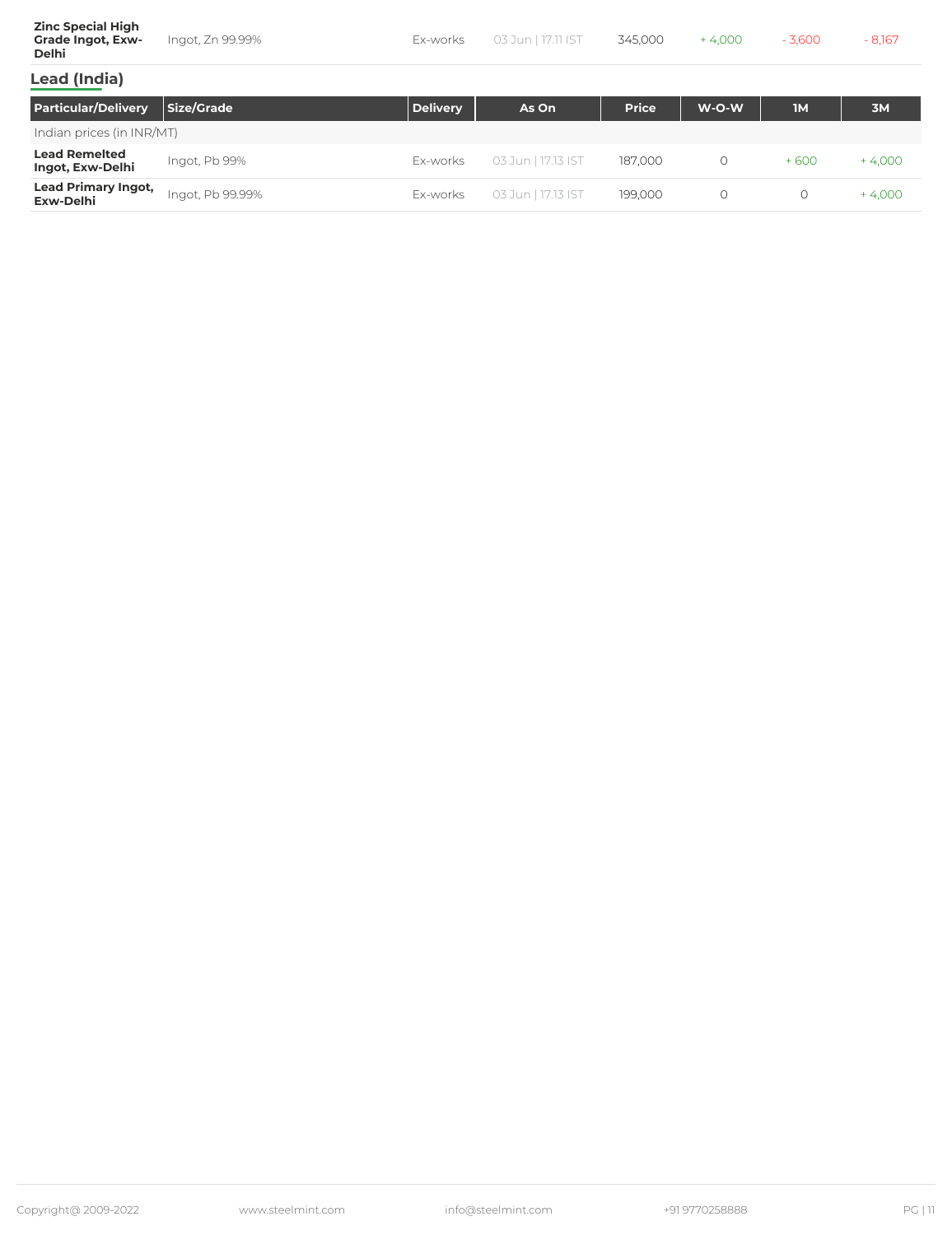| Zinc Special High Grade Ingot, Exw-Delhi | Ingot, Zn 99.99% | Ex-works | 03 Jun \| 17.11 IST | 345,000 | + 4,000 | - 3,600 | - 8,167 |
|---|---|---|---|---|---|---|---|

## Lead (India)

| Particular/Delivery | Size/Grade | Delivery | As On | Price | W-O-W | 1M | 3M |
|---|---|---|---|---|---|---|---|
| Indian prices (in INR/MT) | | | | | | | |
| **Lead Remelted Ingot, Exw-Delhi** | Ingot, Pb 99% | Ex-works | 03 Jun \| 17.13 IST | 187,000 | 0 | + 600 | + 4,000 |
| **Lead Primary Ingot, Exw-Delhi** | Ingot, Pb 99.99% | Ex-works | 03 Jun \| 17.13 IST | 199,000 | 0 | 0 | + 4,000 |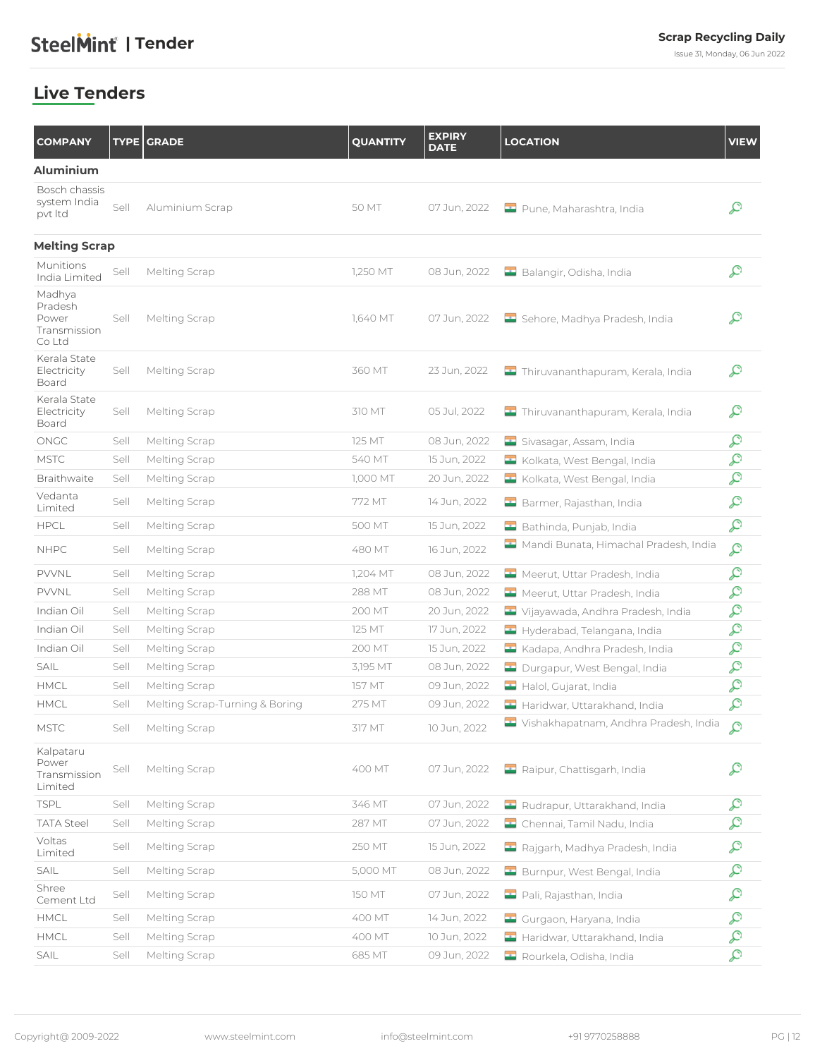## Live Tenders

| COMPANY | TYPE | GRADE | QUANTITY | EXPIRY DATE | LOCATION | VIEW |
|---|---|---|---|---|---|---|
| **Aluminium** | | | | | | |
| Bosch chassis system India pvt ltd | Sell | Aluminium Scrap | 50 MT | 07 Jun, 2022 | Pune, Maharashtra, India | |
| **Melting Scrap** | | | | | | |
| Munitions India Limited | Sell | Melting Scrap | 1,250 MT | 08 Jun, 2022 | Balangir, Odisha, India | |
| Madhya Pradesh Power Transmission Co Ltd | Sell | Melting Scrap | 1,640 MT | 07 Jun, 2022 | Sehore, Madhya Pradesh, India | |
| Kerala State Electricity Board | Sell | Melting Scrap | 360 MT | 23 Jun, 2022 | Thiruvananthapuram, Kerala, India | |
| Kerala State Electricity Board | Sell | Melting Scrap | 310 MT | 05 Jul, 2022 | Thiruvananthapuram, Kerala, India | |
| ONGC | Sell | Melting Scrap | 125 MT | 08 Jun, 2022 | Sivasagar, Assam, India | |
| MSTC | Sell | Melting Scrap | 540 MT | 15 Jun, 2022 | Kolkata, West Bengal, India | |
| Braithwaite | Sell | Melting Scrap | 1,000 MT | 20 Jun, 2022 | Kolkata, West Bengal, India | |
| Vedanta Limited | Sell | Melting Scrap | 772 MT | 14 Jun, 2022 | Barmer, Rajasthan, India | |
| HPCL | Sell | Melting Scrap | 500 MT | 15 Jun, 2022 | Bathinda, Punjab, India | |
| NHPC | Sell | Melting Scrap | 480 MT | 16 Jun, 2022 | Mandi Bunata, Himachal Pradesh, India | |
| PVVNL | Sell | Melting Scrap | 1,204 MT | 08 Jun, 2022 | Meerut, Uttar Pradesh, India | |
| PVVNL | Sell | Melting Scrap | 288 MT | 08 Jun, 2022 | Meerut, Uttar Pradesh, India | |
| Indian Oil | Sell | Melting Scrap | 200 MT | 20 Jun, 2022 | Vijayawada, Andhra Pradesh, India | |
| Indian Oil | Sell | Melting Scrap | 125 MT | 17 Jun, 2022 | Hyderabad, Telangana, India | |
| Indian Oil | Sell | Melting Scrap | 200 MT | 15 Jun, 2022 | Kadapa, Andhra Pradesh, India | |
| SAIL | Sell | Melting Scrap | 3,195 MT | 08 Jun, 2022 | Durgapur, West Bengal, India | |
| HMCL | Sell | Melting Scrap | 157 MT | 09 Jun, 2022 | Halol, Gujarat, India | |
| HMCL | Sell | Melting Scrap-Turning & Boring | 275 MT | 09 Jun, 2022 | Haridwar, Uttarakhand, India | |
| MSTC | Sell | Melting Scrap | 317 MT | 10 Jun, 2022 | Vishakhapatnam, Andhra Pradesh, India | |
| Kalpataru Power Transmission Limited | Sell | Melting Scrap | 400 MT | 07 Jun, 2022 | Raipur, Chattisgarh, India | |
| TSPL | Sell | Melting Scrap | 346 MT | 07 Jun, 2022 | Rudrapur, Uttarakhand, India | |
| TATA Steel | Sell | Melting Scrap | 287 MT | 07 Jun, 2022 | Chennai, Tamil Nadu, India | |
| Voltas Limited | Sell | Melting Scrap | 250 MT | 15 Jun, 2022 | Rajgarh, Madhya Pradesh, India | |
| SAIL | Sell | Melting Scrap | 5,000 MT | 08 Jun, 2022 | Burnpur, West Bengal, India | |
| Shree Cement Ltd | Sell | Melting Scrap | 150 MT | 07 Jun, 2022 | Pali, Rajasthan, India | |
| HMCL | Sell | Melting Scrap | 400 MT | 14 Jun, 2022 | Gurgaon, Haryana, India | |
| HMCL | Sell | Melting Scrap | 400 MT | 10 Jun, 2022 | Haridwar, Uttarakhand, India | |
| SAIL | Sell | Melting Scrap | 685 MT | 09 Jun, 2022 | Rourkela, Odisha, India | |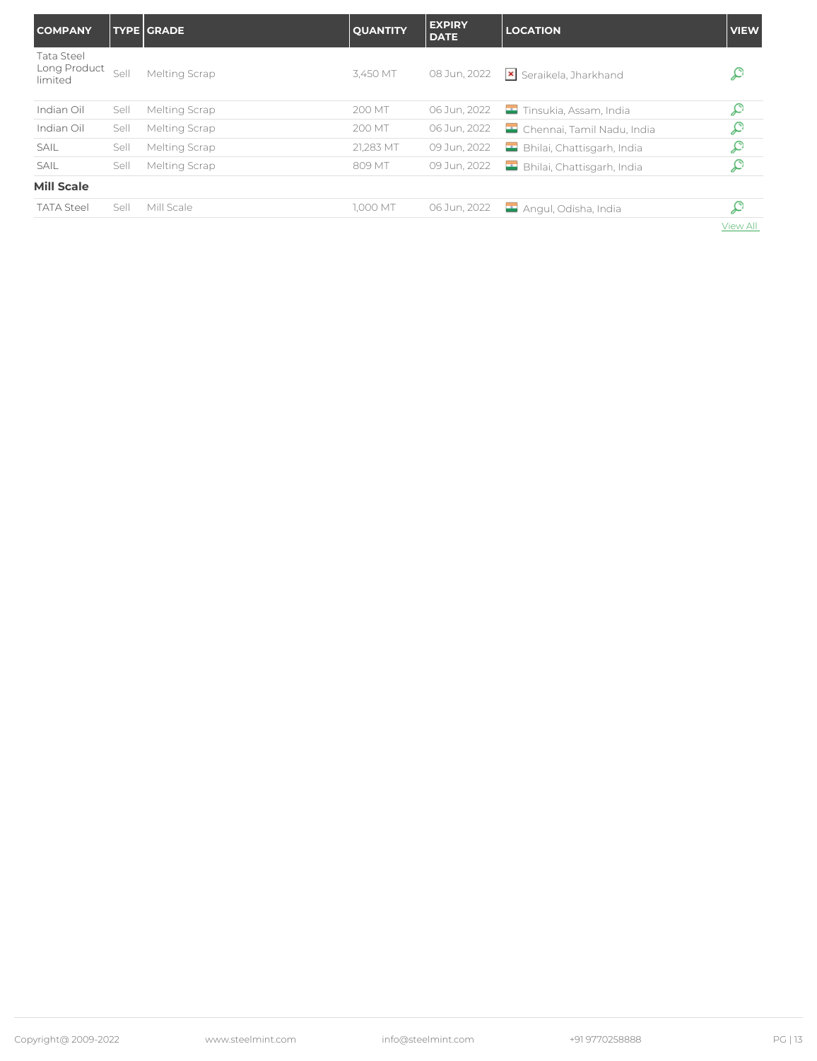| COMPANY | TYPE | GRADE | QUANTITY | EXPIRY DATE | LOCATION | VIEW |
|---|---|---|---|---|---|---|
| Tata Steel Long Product limited | Sell | Melting Scrap | 3,450 MT | 08 Jun, 2022 | Seraikela, Jharkhand | |
| Indian Oil | Sell | Melting Scrap | 200 MT | 06 Jun, 2022 | Tinsukia, Assam, India | |
| Indian Oil | Sell | Melting Scrap | 200 MT | 06 Jun, 2022 | Chennai, Tamil Nadu, India | |
| SAIL | Sell | Melting Scrap | 21,283 MT | 09 Jun, 2022 | Bhilai, Chattisgarh, India | |
| SAIL | Sell | Melting Scrap | 809 MT | 09 Jun, 2022 | Bhilai, Chattisgarh, India | |
| **Mill Scale** | | | | | | |
| TATA Steel | Sell | Mill Scale | 1,000 MT | 06 Jun, 2022 | Angul, Odisha, India | |

View All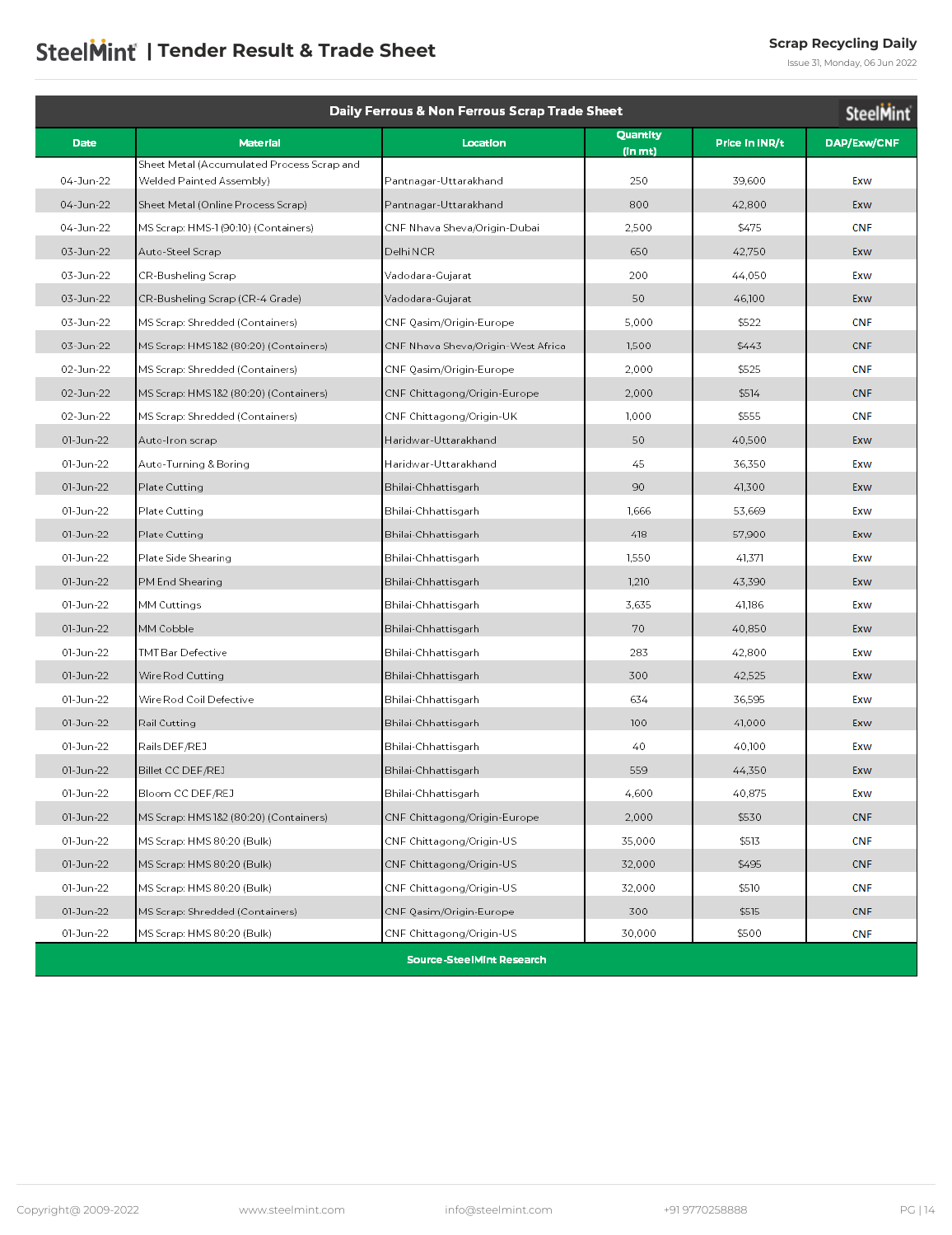# Tender Result & Trade Sheet

| Daily Ferrous & Non Ferrous Scrap Trade Sheet | | | | | |
|---|---|---|---|---|---|
| **Date** | **Material** | **Location** | **Quantity (in mt)** | **Price in INR/t** | **DAP/Exw/CNF** |
| 04-Jun-22 | Sheet Metal (Accumulated Process Scrap and Welded Painted Assembly) | Pantnagar-Uttarakhand | 250 | 39,600 | Exw |
| 04-Jun-22 | Sheet Metal (Online Process Scrap) | Pantnagar-Uttarakhand | 800 | 42,800 | Exw |
| 04-Jun-22 | MS Scrap: HMS-1 (90:10) (Containers) | CNF Nhava Sheva/Origin-Dubai | 2,500 | $475 | CNF |
| 03-Jun-22 | Auto-Steel Scrap | Delhi NCR | 650 | 42,750 | Exw |
| 03-Jun-22 | CR-Busheling Scrap | Vadodara-Gujarat | 200 | 44,050 | Exw |
| 03-Jun-22 | CR-Busheling Scrap (CR-4 Grade) | Vadodara-Gujarat | 50 | 46,100 | Exw |
| 03-Jun-22 | MS Scrap: Shredded (Containers) | CNF Qasim/Origin-Europe | 5,000 | $522 | CNF |
| 03-Jun-22 | MS Scrap: HMS 1&2 (80:20) (Containers) | CNF Nhava Sheva/Origin-West Africa | 1,500 | $443 | CNF |
| 02-Jun-22 | MS Scrap: Shredded (Containers) | CNF Qasim/Origin-Europe | 2,000 | $525 | CNF |
| 02-Jun-22 | MS Scrap: HMS 1&2 (80:20) (Containers) | CNF Chittagong/Origin-Europe | 2,000 | $514 | CNF |
| 02-Jun-22 | MS Scrap: Shredded (Containers) | CNF Chittagong/Origin-UK | 1,000 | $555 | CNF |
| 01-Jun-22 | Auto-Iron scrap | Haridwar-Uttarakhand | 50 | 40,500 | Exw |
| 01-Jun-22 | Auto-Turning & Boring | Haridwar-Uttarakhand | 45 | 36,350 | Exw |
| 01-Jun-22 | Plate Cutting | Bhilai-Chhattisgarh | 90 | 41,300 | Exw |
| 01-Jun-22 | Plate Cutting | Bhilai-Chhattisgarh | 1,666 | 53,669 | Exw |
| 01-Jun-22 | Plate Cutting | Bhilai-Chhattisgarh | 418 | 57,900 | Exw |
| 01-Jun-22 | Plate Side Shearing | Bhilai-Chhattisgarh | 1,550 | 41,371 | Exw |
| 01-Jun-22 | PM End Shearing | Bhilai-Chhattisgarh | 1,210 | 43,390 | Exw |
| 01-Jun-22 | MM Cuttings | Bhilai-Chhattisgarh | 3,635 | 41,186 | Exw |
| 01-Jun-22 | MM Cobble | Bhilai-Chhattisgarh | 70 | 40,850 | Exw |
| 01-Jun-22 | TMT Bar Defective | Bhilai-Chhattisgarh | 283 | 42,800 | Exw |
| 01-Jun-22 | Wire Rod Cutting | Bhilai-Chhattisgarh | 300 | 42,525 | Exw |
| 01-Jun-22 | Wire Rod Coil Defective | Bhilai-Chhattisgarh | 634 | 36,595 | Exw |
| 01-Jun-22 | Rail Cutting | Bhilai-Chhattisgarh | 100 | 41,000 | Exw |
| 01-Jun-22 | Rails DEF/REJ | Bhilai-Chhattisgarh | 40 | 40,100 | Exw |
| 01-Jun-22 | Billet CC DEF/REJ | Bhilai-Chhattisgarh | 559 | 44,350 | Exw |
| 01-Jun-22 | Bloom CC DEF/REJ | Bhilai-Chhattisgarh | 4,600 | 40,875 | Exw |
| 01-Jun-22 | MS Scrap: HMS 1&2 (80:20) (Containers) | CNF Chittagong/Origin-Europe | 2,000 | $530 | CNF |
| 01-Jun-22 | MS Scrap: HMS 80:20 (Bulk) | CNF Chittagong/Origin-US | 35,000 | $513 | CNF |
| 01-Jun-22 | MS Scrap: HMS 80:20 (Bulk) | CNF Chittagong/Origin-US | 32,000 | $495 | CNF |
| 01-Jun-22 | MS Scrap: HMS 80:20 (Bulk) | CNF Chittagong/Origin-US | 32,000 | $510 | CNF |
| 01-Jun-22 | MS Scrap: Shredded (Containers) | CNF Qasim/Origin-Europe | 300 | $515 | CNF |
| 01-Jun-22 | MS Scrap: HMS 80:20 (Bulk) | CNF Chittagong/Origin-US | 30,000 | $500 | CNF |

Source-SteelMint Research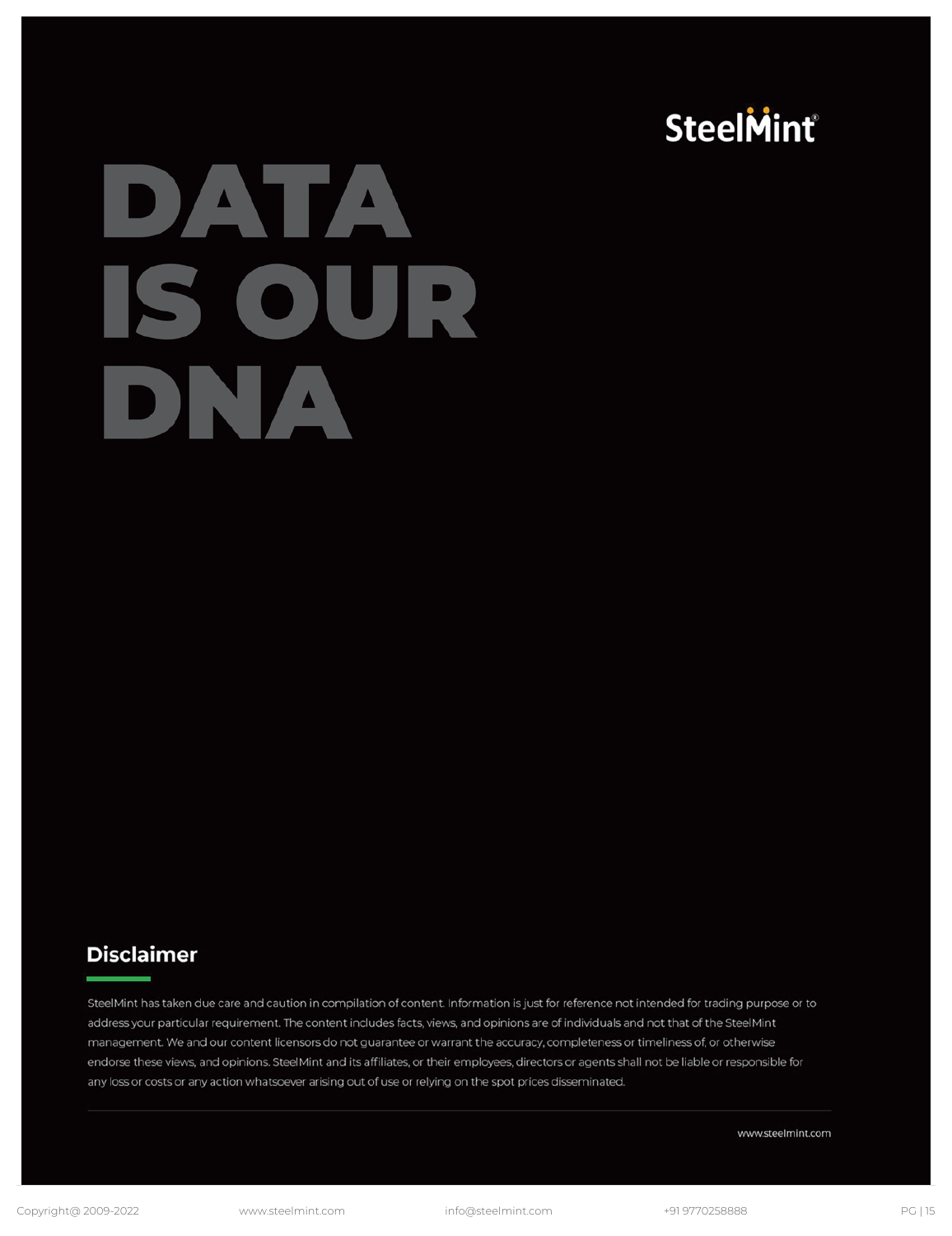SteelMint

# DATA IS OUR DNA

## Disclaimer

SteelMint has taken due care and caution in compilation of content. Information is just for reference not intended for trading purpose or to address your particular requirement. The content includes facts, views, and opinions are of individuals and not that of the SteelMint management. We and our content licensors do not guarantee or warrant the accuracy, completeness or timeliness of, or otherwise endorse these views, and opinions. SteelMint and its affiliates, or their employees, directors or agents shall not be liable or responsible for any loss or costs or any action whatsoever arising out of use or relying on the spot prices disseminated.

www.steelmint.com